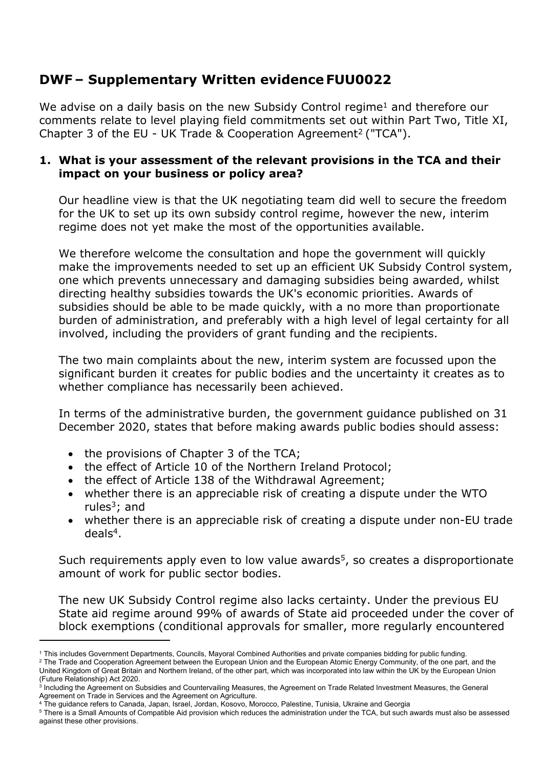# DWF – Supplementary Written evidence FUU0022

We advise on a daily basis on the new Subsidy Control regime[1] and therefore our comments relate to level playing field commitments set out within Part Two, Title XI, Chapter 3 of the EU - UK Trade & Cooperation Agreement[2] ("TCA").

**1. What is your assessment of the relevant provisions in the TCA and their impact on your business or policy area?**

Our headline view is that the UK negotiating team did well to secure the freedom for the UK to set up its own subsidy control regime, however the new, interim regime does not yet make the most of the opportunities available.

We therefore welcome the consultation and hope the government will quickly make the improvements needed to set up an efficient UK Subsidy Control system, one which prevents unnecessary and damaging subsidies being awarded, whilst directing healthy subsidies towards the UK's economic priorities. Awards of subsidies should be able to be made quickly, with a no more than proportionate burden of administration, and preferably with a high level of legal certainty for all involved, including the providers of grant funding and the recipients.

The two main complaints about the new, interim system are focussed upon the significant burden it creates for public bodies and the uncertainty it creates as to whether compliance has necessarily been achieved.

In terms of the administrative burden, the government guidance published on 31 December 2020, states that before making awards public bodies should assess:

- the provisions of Chapter 3 of the TCA;
- the effect of Article 10 of the Northern Ireland Protocol;
- the effect of Article 138 of the Withdrawal Agreement;
- whether there is an appreciable risk of creating a dispute under the WTO rules[3]; and
- whether there is an appreciable risk of creating a dispute under non-EU trade deals[4].

Such requirements apply even to low value awards[5], so creates a disproportionate amount of work for public sector bodies.

The new UK Subsidy Control regime also lacks certainty. Under the previous EU State aid regime around 99% of awards of State aid proceeded under the cover of block exemptions (conditional approvals for smaller, more regularly encountered

---

[1] This includes Government Departments, Councils, Mayoral Combined Authorities and private companies bidding for public funding.

[2] The Trade and Cooperation Agreement between the European Union and the European Atomic Energy Community, of the one part, and the United Kingdom of Great Britain and Northern Ireland, of the other part, which was incorporated into law within the UK by the European Union (Future Relationship) Act 2020.

[3] Including the Agreement on Subsidies and Countervailing Measures, the Agreement on Trade Related Investment Measures, the General Agreement on Trade in Services and the Agreement on Agriculture.

[4] The guidance refers to Canada, Japan, Israel, Jordan, Kosovo, Morocco, Palestine, Tunisia, Ukraine and Georgia

[5] There is a Small Amounts of Compatible Aid provision which reduces the administration under the TCA, but such awards must also be assessed against these other provisions.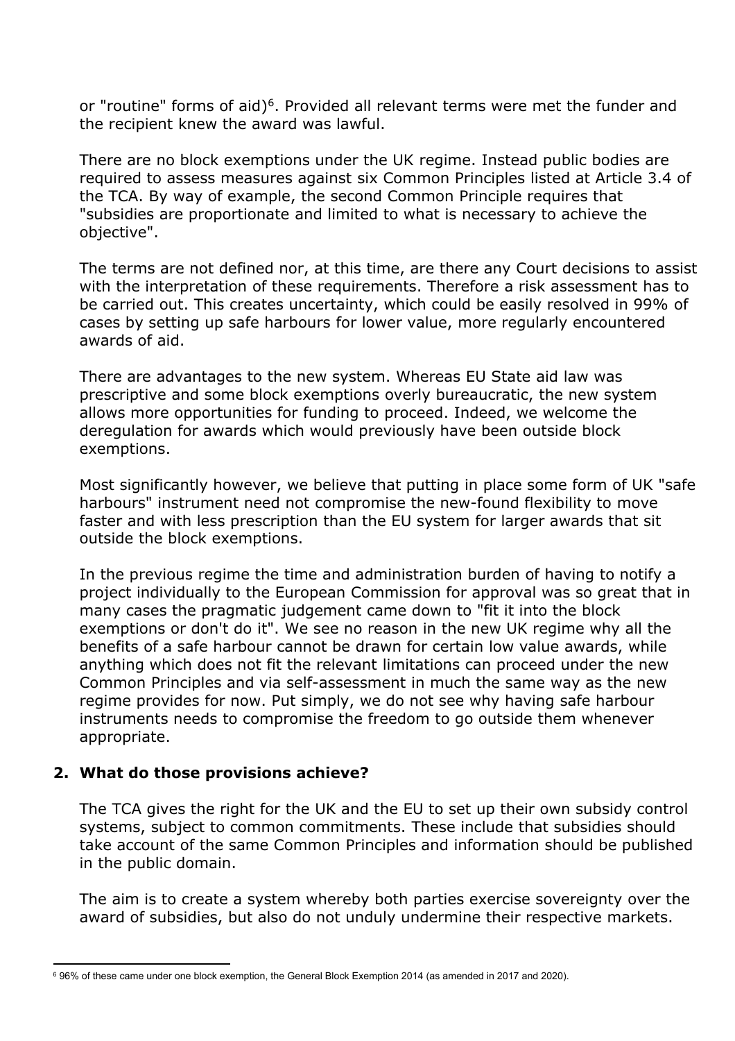or "routine" forms of aid)[6]. Provided all relevant terms were met the funder and the recipient knew the award was lawful.

There are no block exemptions under the UK regime. Instead public bodies are required to assess measures against six Common Principles listed at Article 3.4 of the TCA. By way of example, the second Common Principle requires that "subsidies are proportionate and limited to what is necessary to achieve the objective".

The terms are not defined nor, at this time, are there any Court decisions to assist with the interpretation of these requirements. Therefore a risk assessment has to be carried out. This creates uncertainty, which could be easily resolved in 99% of cases by setting up safe harbours for lower value, more regularly encountered awards of aid.

There are advantages to the new system. Whereas EU State aid law was prescriptive and some block exemptions overly bureaucratic, the new system allows more opportunities for funding to proceed. Indeed, we welcome the deregulation for awards which would previously have been outside block exemptions.

Most significantly however, we believe that putting in place some form of UK "safe harbours" instrument need not compromise the new-found flexibility to move faster and with less prescription than the EU system for larger awards that sit outside the block exemptions.

In the previous regime the time and administration burden of having to notify a project individually to the European Commission for approval was so great that in many cases the pragmatic judgement came down to "fit it into the block exemptions or don't do it". We see no reason in the new UK regime why all the benefits of a safe harbour cannot be drawn for certain low value awards, while anything which does not fit the relevant limitations can proceed under the new Common Principles and via self-assessment in much the same way as the new regime provides for now. Put simply, we do not see why having safe harbour instruments needs to compromise the freedom to go outside them whenever appropriate.

## 2. What do those provisions achieve?

The TCA gives the right for the UK and the EU to set up their own subsidy control systems, subject to common commitments. These include that subsidies should take account of the same Common Principles and information should be published in the public domain.

The aim is to create a system whereby both parties exercise sovereignty over the award of subsidies, but also do not unduly undermine their respective markets.

[6] 96% of these came under one block exemption, the General Block Exemption 2014 (as amended in 2017 and 2020).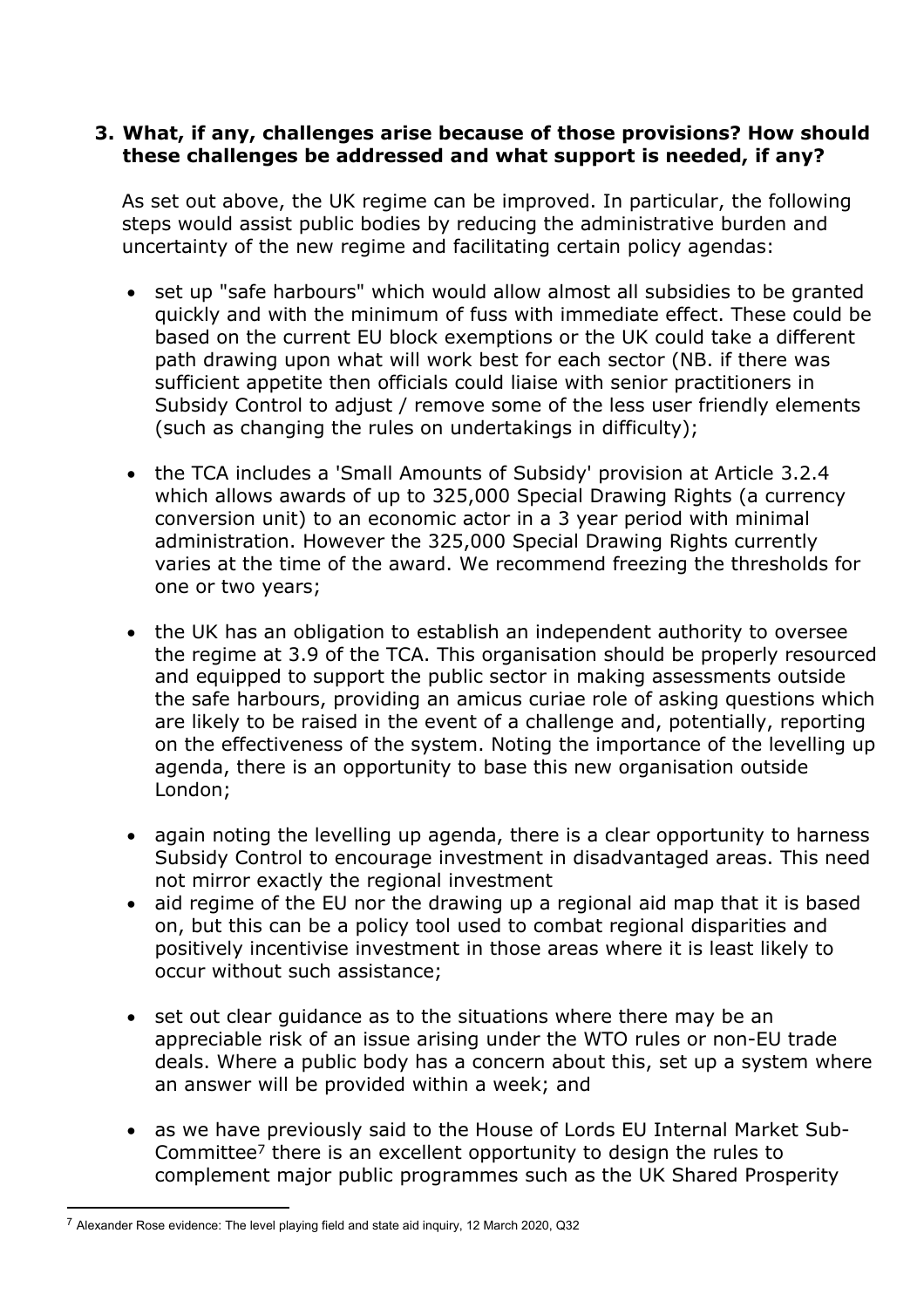**3. What, if any, challenges arise because of those provisions? How should these challenges be addressed and what support is needed, if any?**

As set out above, the UK regime can be improved. In particular, the following steps would assist public bodies by reducing the administrative burden and uncertainty of the new regime and facilitating certain policy agendas:

- set up "safe harbours" which would allow almost all subsidies to be granted quickly and with the minimum of fuss with immediate effect. These could be based on the current EU block exemptions or the UK could take a different path drawing upon what will work best for each sector (NB. if there was sufficient appetite then officials could liaise with senior practitioners in Subsidy Control to adjust / remove some of the less user friendly elements (such as changing the rules on undertakings in difficulty);

- the TCA includes a 'Small Amounts of Subsidy' provision at Article 3.2.4 which allows awards of up to 325,000 Special Drawing Rights (a currency conversion unit) to an economic actor in a 3 year period with minimal administration. However the 325,000 Special Drawing Rights currently varies at the time of the award. We recommend freezing the thresholds for one or two years;

- the UK has an obligation to establish an independent authority to oversee the regime at 3.9 of the TCA. This organisation should be properly resourced and equipped to support the public sector in making assessments outside the safe harbours, providing an amicus curiae role of asking questions which are likely to be raised in the event of a challenge and, potentially, reporting on the effectiveness of the system. Noting the importance of the levelling up agenda, there is an opportunity to base this new organisation outside London;

- again noting the levelling up agenda, there is a clear opportunity to harness Subsidy Control to encourage investment in disadvantaged areas. This need not mirror exactly the regional investment
- aid regime of the EU nor the drawing up a regional aid map that it is based on, but this can be a policy tool used to combat regional disparities and positively incentivise investment in those areas where it is least likely to occur without such assistance;

- set out clear guidance as to the situations where there may be an appreciable risk of an issue arising under the WTO rules or non-EU trade deals. Where a public body has a concern about this, set up a system where an answer will be provided within a week; and

- as we have previously said to the House of Lords EU Internal Market Sub-Committee[7] there is an excellent opportunity to design the rules to complement major public programmes such as the UK Shared Prosperity

[7] Alexander Rose evidence: The level playing field and state aid inquiry, 12 March 2020, Q32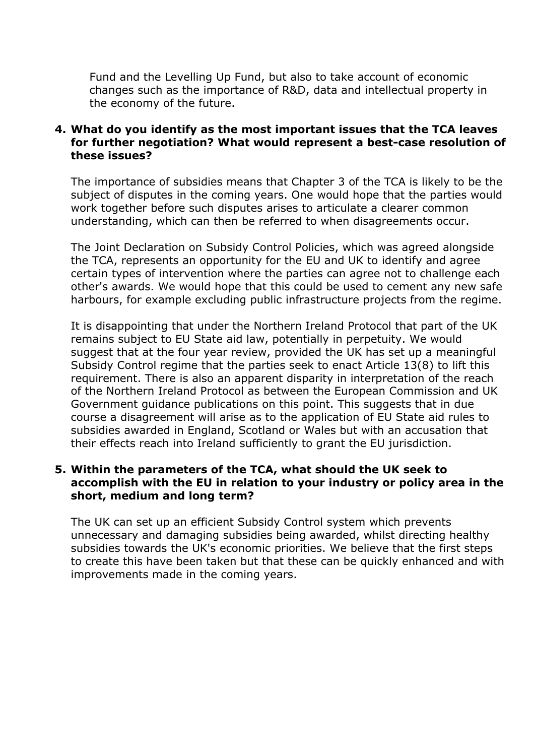Fund and the Levelling Up Fund, but also to take account of economic changes such as the importance of R&D, data and intellectual property in the economy of the future.

4. **What do you identify as the most important issues that the TCA leaves for further negotiation? What would represent a best-case resolution of these issues?**

   The importance of subsidies means that Chapter 3 of the TCA is likely to be the subject of disputes in the coming years. One would hope that the parties would work together before such disputes arises to articulate a clearer common understanding, which can then be referred to when disagreements occur.

   The Joint Declaration on Subsidy Control Policies, which was agreed alongside the TCA, represents an opportunity for the EU and UK to identify and agree certain types of intervention where the parties can agree not to challenge each other's awards. We would hope that this could be used to cement any new safe harbours, for example excluding public infrastructure projects from the regime.

   It is disappointing that under the Northern Ireland Protocol that part of the UK remains subject to EU State aid law, potentially in perpetuity. We would suggest that at the four year review, provided the UK has set up a meaningful Subsidy Control regime that the parties seek to enact Article 13(8) to lift this requirement. There is also an apparent disparity in interpretation of the reach of the Northern Ireland Protocol as between the European Commission and UK Government guidance publications on this point. This suggests that in due course a disagreement will arise as to the application of EU State aid rules to subsidies awarded in England, Scotland or Wales but with an accusation that their effects reach into Ireland sufficiently to grant the EU jurisdiction.

5. **Within the parameters of the TCA, what should the UK seek to accomplish with the EU in relation to your industry or policy area in the short, medium and long term?**

   The UK can set up an efficient Subsidy Control system which prevents unnecessary and damaging subsidies being awarded, whilst directing healthy subsidies towards the UK's economic priorities. We believe that the first steps to create this have been taken but that these can be quickly enhanced and with improvements made in the coming years.